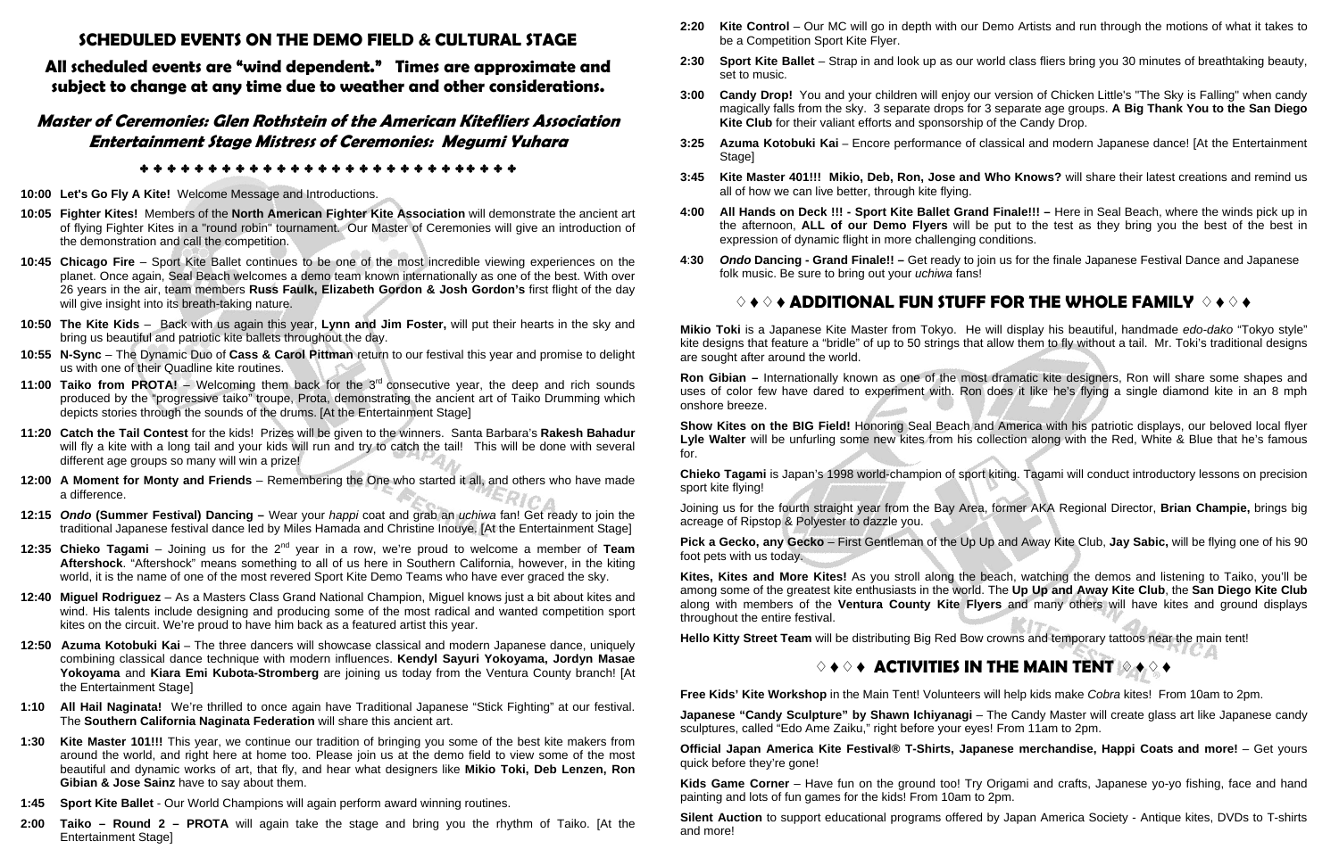## SCHEDULED EVENTS ON THE DEMO FIELD & CULTURAL STAGE

### All scheduled events are "wind dependent." Times are approximate and subject to change at any time due to weather and other considerations.

### Master of Ceremonies: Glen Rothstein of the American Kitefliers Association
### Entertainment Stage Mistress of Ceremonies: Megumi Yuhara

✦ ✦ ✦ ✦ ✦ ✦ ✦ ✦ ✦ ✦ ✦ ✦ ✦ ✦ ✦ ✦ ✦ ✦ ✦ ✦ ✦ ✦ ✦ ✦ ✦ ✦ ✦ ✦ ✦ ✦

**10:00 Let's Go Fly A Kite!** Welcome Message and Introductions.

**10:05 Fighter Kites!** Members of the **North American Fighter Kite Association** will demonstrate the ancient art of flying Fighter Kites in a "round robin" tournament. Our Master of Ceremonies will give an introduction of the demonstration and call the competition.

**10:45 Chicago Fire** – Sport Kite Ballet continues to be one of the most incredible viewing experiences on the planet. Once again, Seal Beach welcomes a demo team known internationally as one of the best. With over 26 years in the air, team members **Russ Faulk, Elizabeth Gordon & Josh Gordon's** first flight of the day will give insight into its breath-taking nature.

**10:50 The Kite Kids** – Back with us again this year, **Lynn and Jim Foster,** will put their hearts in the sky and bring us beautiful and patriotic kite ballets throughout the day.

**10:55 N-Sync** – The Dynamic Duo of **Cass & Carol Pittman** return to our festival this year and promise to delight us with one of their Quadline kite routines.

**11:00 Taiko from PROTA!** – Welcoming them back for the 3rd consecutive year, the deep and rich sounds produced by the "progressive taiko" troupe, Prota, demonstrating the ancient art of Taiko Drumming which depicts stories through the sounds of the drums. [At the Entertainment Stage]

**11:20 Catch the Tail Contest** for the kids! Prizes will be given to the winners. Santa Barbara's **Rakesh Bahadur** will fly a kite with a long tail and your kids will run and try to catch the tail! This will be done with several different age groups so many will win a prize!

**12:00 A Moment for Monty and Friends** – Remembering the One who started it all, and others who have made a difference.

**12:15 *Ondo* (Summer Festival) Dancing –** Wear your *happi* coat and grab an *uchiwa* fan! Get ready to join the traditional Japanese festival dance led by Miles Hamada and Christine Inouye. [At the Entertainment Stage]

**12:35 Chieko Tagami** – Joining us for the 2nd year in a row, we're proud to welcome a member of **Team Aftershock**. "Aftershock" means something to all of us here in Southern California, however, in the kiting world, it is the name of one of the most revered Sport Kite Demo Teams who have ever graced the sky.

**12:40 Miguel Rodriguez** – As a Masters Class Grand National Champion, Miguel knows just a bit about kites and wind. His talents include designing and producing some of the most radical and wanted competition sport kites on the circuit. We're proud to have him back as a featured artist this year.

**12:50 Azuma Kotobuki Kai** – The three dancers will showcase classical and modern Japanese dance, uniquely combining classical dance technique with modern influences. **Kendyl Sayuri Yokoyama, Jordyn Masae Yokoyama** and **Kiara Emi Kubota-Stromberg** are joining us today from the Ventura County branch! [At the Entertainment Stage]

**1:10 All Hail Naginata!** We're thrilled to once again have Traditional Japanese "Stick Fighting" at our festival. The **Southern California Naginata Federation** will share this ancient art.

**1:30 Kite Master 101!!!** This year, we continue our tradition of bringing you some of the best kite makers from around the world, and right here at home too. Please join us at the demo field to view some of the most beautiful and dynamic works of art, that fly, and hear what designers like **Mikio Toki, Deb Lenzen, Ron Gibian & Jose Sainz** have to say about them.

**1:45 Sport Kite Ballet** - Our World Champions will again perform award winning routines.

**2:00 Taiko – Round 2 – PROTA** will again take the stage and bring you the rhythm of Taiko. [At the Entertainment Stage]

**2:20 Kite Control** – Our MC will go in depth with our Demo Artists and run through the motions of what it takes to be a Competition Sport Kite Flyer.

**2:30 Sport Kite Ballet** – Strap in and look up as our world class fliers bring you 30 minutes of breathtaking beauty, set to music.

**3:00 Candy Drop!** You and your children will enjoy our version of Chicken Little's "The Sky is Falling" when candy magically falls from the sky. 3 separate drops for 3 separate age groups. **A Big Thank You to the San Diego Kite Club** for their valiant efforts and sponsorship of the Candy Drop.

**3:25 Azuma Kotobuki Kai** – Encore performance of classical and modern Japanese dance! [At the Entertainment Stage]

**3:45 Kite Master 401!!! Mikio, Deb, Ron, Jose and Who Knows?** will share their latest creations and remind us all of how we can live better, through kite flying.

**4:00 All Hands on Deck !!! - Sport Kite Ballet Grand Finale!!! –** Here in Seal Beach, where the winds pick up in the afternoon, **ALL of our Demo Flyers** will be put to the test as they bring you the best of the best in expression of dynamic flight in more challenging conditions.

**4:30 *Ondo* Dancing - Grand Finale!! –** Get ready to join us for the finale Japanese Festival Dance and Japanese folk music. Be sure to bring out your *uchiwa* fans!

## ♢ ♦ ♢ ♦ ADDITIONAL FUN STUFF FOR THE WHOLE FAMILY ♢ ♦ ♢ ♦

**Mikio Toki** is a Japanese Kite Master from Tokyo. He will display his beautiful, handmade *edo-dako* "Tokyo style" kite designs that feature a "bridle" of up to 50 strings that allow them to fly without a tail. Mr. Toki's traditional designs are sought after around the world.

**Ron Gibian –** Internationally known as one of the most dramatic kite designers, Ron will share some shapes and uses of color few have dared to experiment with. Ron does it like he's flying a single diamond kite in an 8 mph onshore breeze.

**Show Kites on the BIG Field!** Honoring Seal Beach and America with his patriotic displays, our beloved local flyer **Lyle Walter** will be unfurling some new kites from his collection along with the Red, White & Blue that he's famous for.

**Chieko Tagami** is Japan's 1998 world-champion of sport kiting. Tagami will conduct introductory lessons on precision sport kite flying!

Joining us for the fourth straight year from the Bay Area, former AKA Regional Director, **Brian Champie,** brings big acreage of Ripstop & Polyester to dazzle you.

**Pick a Gecko, any Gecko** – First Gentleman of the Up Up and Away Kite Club, **Jay Sabic,** will be flying one of his 90 foot pets with us today.

**Kites, Kites and More Kites!** As you stroll along the beach, watching the demos and listening to Taiko, you'll be among some of the greatest kite enthusiasts in the world. The **Up Up and Away Kite Club**, the **San Diego Kite Club** along with members of the **Ventura County Kite Flyers** and many others will have kites and ground displays throughout the entire festival.

**Hello Kitty Street Team** will be distributing Big Red Bow crowns and temporary tattoos near the main tent!

## ♢ ♦ ♢ ♦ ACTIVITIES IN THE MAIN TENT ♢ ♦ ♢ ♦

**Free Kids' Kite Workshop** in the Main Tent! Volunteers will help kids make *Cobra* kites! From 10am to 2pm.

**Japanese "Candy Sculpture" by Shawn Ichiyanagi** – The Candy Master will create glass art like Japanese candy sculptures, called "Edo Ame Zaiku," right before your eyes! From 11am to 2pm.

**Official Japan America Kite Festival® T-Shirts, Japanese merchandise, Happi Coats and more!** – Get yours quick before they're gone!

**Kids Game Corner** – Have fun on the ground too! Try Origami and crafts, Japanese yo-yo fishing, face and hand painting and lots of fun games for the kids! From 10am to 2pm.

**Silent Auction** to support educational programs offered by Japan America Society - Antique kites, DVDs to T-shirts and more!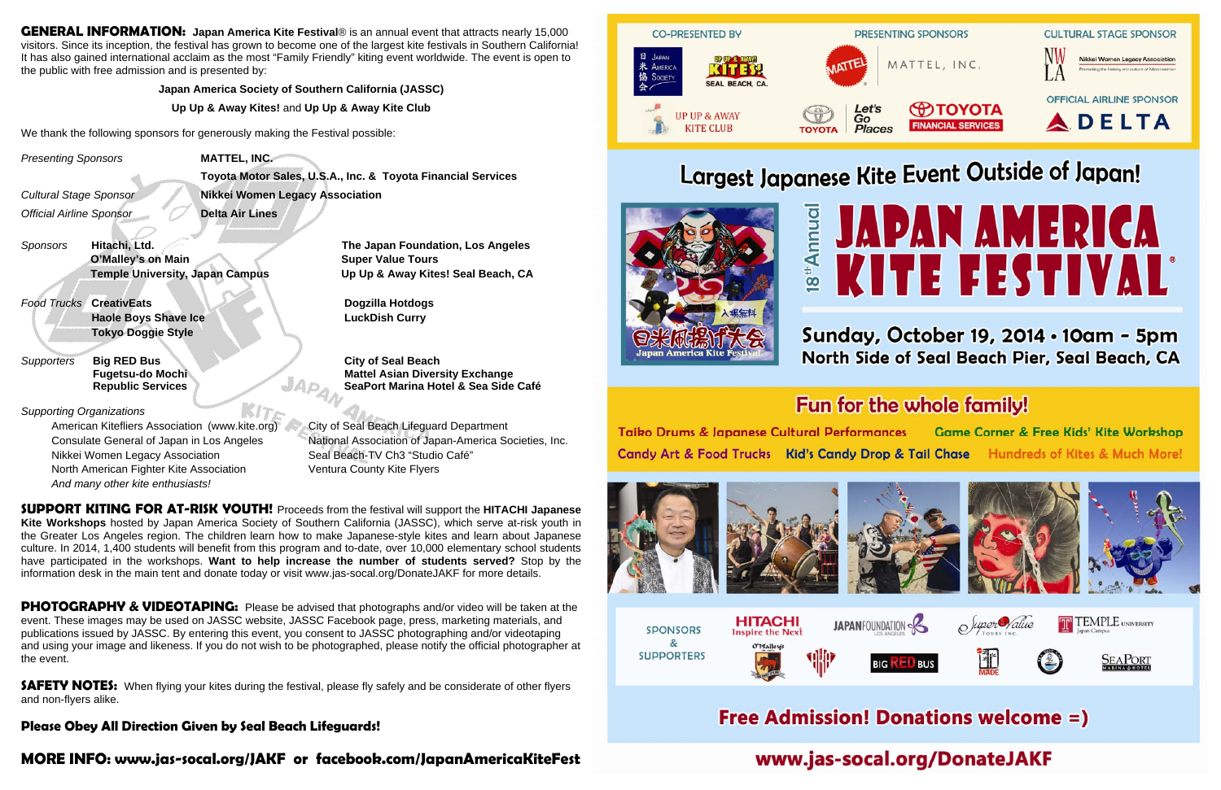**GENERAL INFORMATION:** **Japan America Kite Festival**® is an annual event that attracts nearly 15,000 visitors. Since its inception, the festival has grown to become one of the largest kite festivals in Southern California! It has also gained international acclaim as the most "Family Friendly" kiting event worldwide. The event is open to the public with free admission and is presented by:

**Japan America Society of Southern California (JASSC)**

**Up Up & Away Kites!** and **Up Up & Away Kite Club**

We thank the following sponsors for generously making the Festival possible:

*Presenting Sponsors* — **MATTEL, INC.**
**Toyota Motor Sales, U.S.A., Inc. & Toyota Financial Services**

*Cultural Stage Sponsor* — **Nikkei Women Legacy Association**

*Official Airline Sponsor* — **Delta Air Lines**

*Sponsors*
- **Hitachi, Ltd.**
- **O'Malley's on Main**
- **Temple University, Japan Campus**
- **The Japan Foundation, Los Angeles**
- **Super Value Tours**
- **Up Up & Away Kites! Seal Beach, CA**

*Food Trucks*
- **CreativEats**
- **Haole Boys Shave Ice**
- **Tokyo Doggie Style**
- **Dogzilla Hotdogs**
- **LuckDish Curry**

*Supporters*
- **Big RED Bus**
- **Fugetsu-do Mochi**
- **Republic Services**
- **City of Seal Beach**
- **Mattel Asian Diversity Exchange**
- **SeaPort Marina Hotel & Sea Side Café**

*Supporting Organizations*
- American Kitefliers Association (www.kite.org)
- Consulate General of Japan in Los Angeles
- Nikkei Women Legacy Association
- North American Fighter Kite Association
- City of Seal Beach Lifeguard Department
- National Association of Japan-America Societies, Inc.
- Seal Beach-TV Ch3 "Studio Café"
- Ventura County Kite Flyers

*And many other kite enthusiasts!*

**SUPPORT KITING FOR AT-RISK YOUTH!** Proceeds from the festival will support the **HITACHI Japanese Kite Workshops** hosted by Japan America Society of Southern California (JASSC), which serve at-risk youth in the Greater Los Angeles region. The children learn how to make Japanese-style kites and learn about Japanese culture. In 2014, 1,400 students will benefit from this program and to-date, over 10,000 elementary school students have participated in the workshops. **Want to help increase the number of students served?** Stop by the information desk in the main tent and donate today or visit www.jas-socal.org/DonateJAKF for more details.

**PHOTOGRAPHY & VIDEOTAPING:** Please be advised that photographs and/or video will be taken at the event. These images may be used on JASSC website, JASSC Facebook page, press, marketing materials, and publications issued by JASSC. By entering this event, you consent to JASSC photographing and/or videotaping and using your image and likeness. If you do not wish to be photographed, please notify the official photographer at the event.

**SAFETY NOTES:** When flying your kites during the festival, please fly safely and be considerate of other flyers and non-flyers alike.

**Please Obey All Direction Given by Seal Beach Lifeguards!**

**MORE INFO: www.jas-socal.org/JAKF or facebook.com/JapanAmericaKiteFest**

CO-PRESENTED BY: Japan America Society · Up Up & Away Kites! Seal Beach, CA · Up Up & Away Kite Club

PRESENTING SPONSORS: Mattel, Inc. · Toyota · Toyota Financial Services

CULTURAL STAGE SPONSOR: Nikkei Women Legacy Association

OFFICIAL AIRLINE SPONSOR: Delta

## Largest Japanese Kite Event Outside of Japan!

# 18th Annual JAPAN AMERICA KITE FESTIVAL®

日米凧揚げ大会 Japan America Kite Festival

入場無料

**Sunday, October 19, 2014 • 10am - 5pm**
**North Side of Seal Beach Pier, Seal Beach, CA**

## Fun for the whole family!

Taiko Drums & Japanese Cultural Performances · Game Corner & Free Kids' Kite Workshop · Candy Art & Food Trucks · Kid's Candy Drop & Tail Chase · Hundreds of Kites & Much More!

SPONSORS & SUPPORTERS: Hitachi Inspire the Next · Japan Foundation Los Angeles · Super Value Tours Inc · Temple University Japan Campus · O'Malley's · Big Red Bus · SeaPort Marina Hotel

**Free Admission! Donations welcome =)**

**www.jas-socal.org/DonateJAKF**